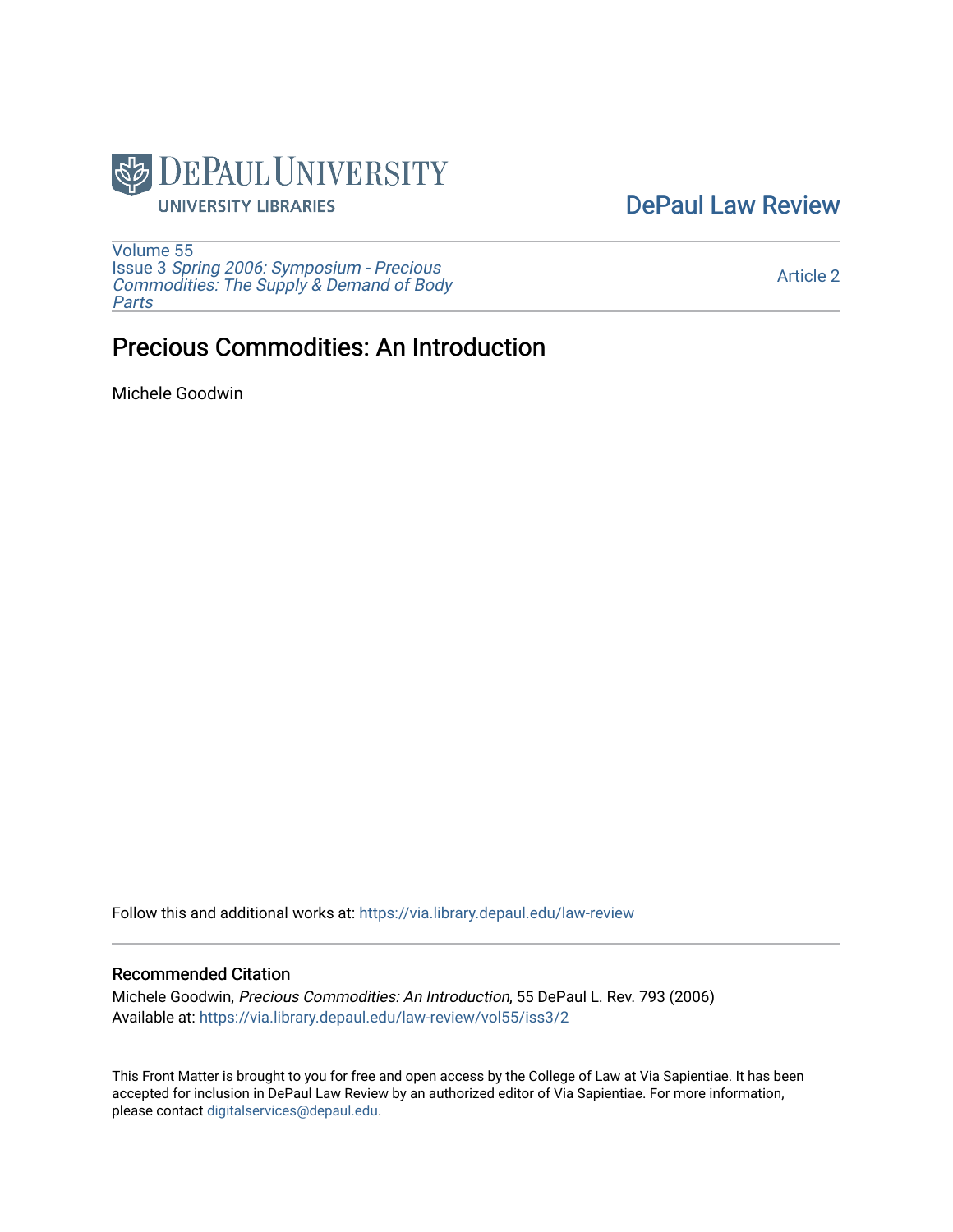DePaul University
University Libraries

DePaul Law Review

Volume 55
Issue 3 *Spring 2006: Symposium - Precious Commodities: The Supply & Demand of Body Parts*

Article 2

# Precious Commodities: An Introduction

Michele Goodwin

Follow this and additional works at: https://via.library.depaul.edu/law-review

## Recommended Citation

Michele Goodwin, *Precious Commodities: An Introduction*, 55 DePaul L. Rev. 793 (2006)
Available at: https://via.library.depaul.edu/law-review/vol55/iss3/2

This Front Matter is brought to you for free and open access by the College of Law at Via Sapientiae. It has been accepted for inclusion in DePaul Law Review by an authorized editor of Via Sapientiae. For more information, please contact digitalservices@depaul.edu.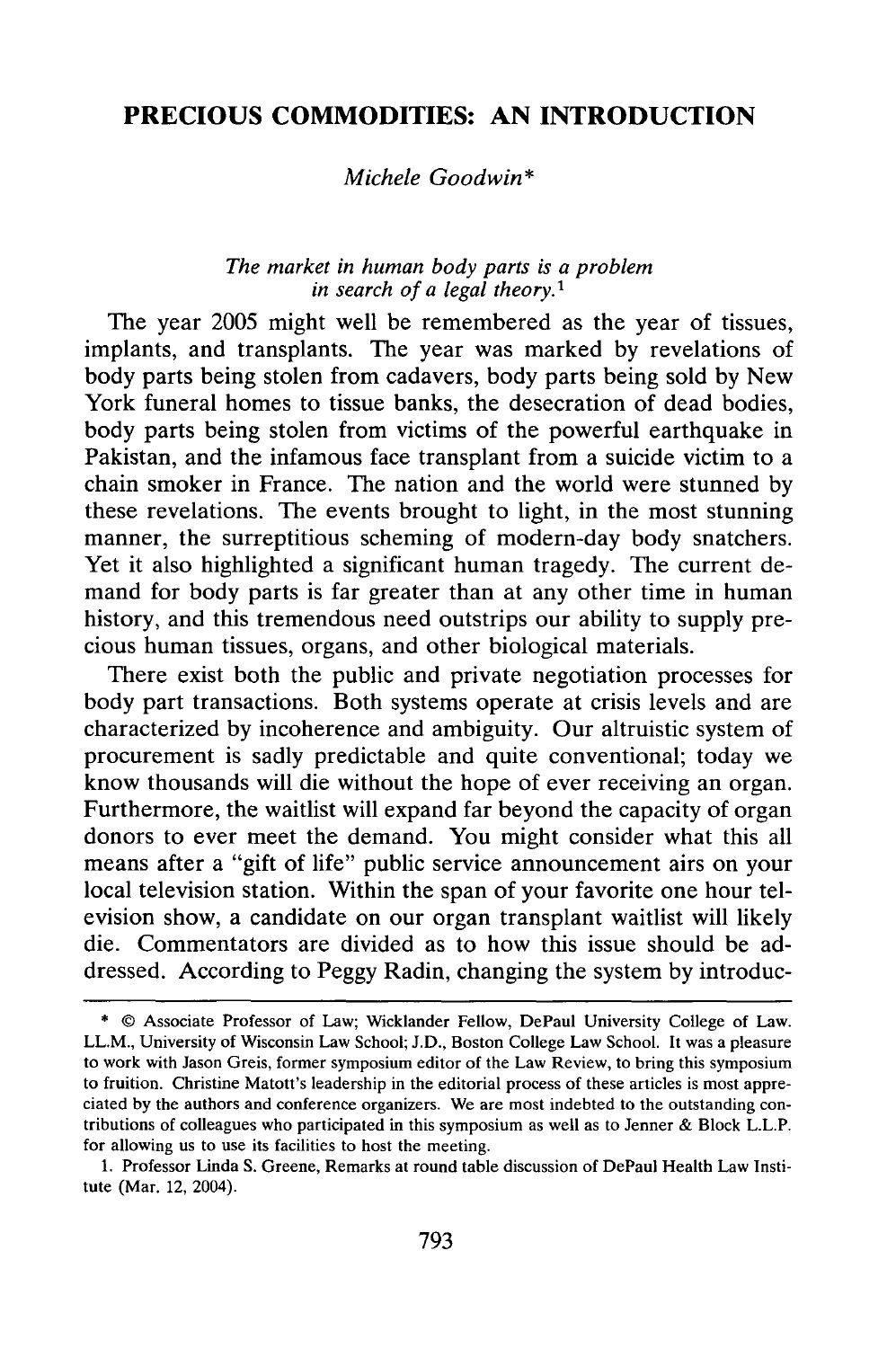# PRECIOUS COMMODITIES: AN INTRODUCTION

*Michele Goodwin**

*The market in human body parts is a problem in search of a legal theory.*[1]

The year 2005 might well be remembered as the year of tissues, implants, and transplants. The year was marked by revelations of body parts being stolen from cadavers, body parts being sold by New York funeral homes to tissue banks, the desecration of dead bodies, body parts being stolen from victims of the powerful earthquake in Pakistan, and the infamous face transplant from a suicide victim to a chain smoker in France. The nation and the world were stunned by these revelations. The events brought to light, in the most stunning manner, the surreptitious scheming of modern-day body snatchers. Yet it also highlighted a significant human tragedy. The current demand for body parts is far greater than at any other time in human history, and this tremendous need outstrips our ability to supply precious human tissues, organs, and other biological materials.

There exist both the public and private negotiation processes for body part transactions. Both systems operate at crisis levels and are characterized by incoherence and ambiguity. Our altruistic system of procurement is sadly predictable and quite conventional; today we know thousands will die without the hope of ever receiving an organ. Furthermore, the waitlist will expand far beyond the capacity of organ donors to ever meet the demand. You might consider what this all means after a "gift of life" public service announcement airs on your local television station. Within the span of your favorite one hour television show, a candidate on our organ transplant waitlist will likely die. Commentators are divided as to how this issue should be addressed. According to Peggy Radin, changing the system by introduc-

---

\* © Associate Professor of Law; Wicklander Fellow, DePaul University College of Law. LL.M., University of Wisconsin Law School; J.D., Boston College Law School. It was a pleasure to work with Jason Greis, former symposium editor of the Law Review, to bring this symposium to fruition. Christine Matott's leadership in the editorial process of these articles is most appreciated by the authors and conference organizers. We are most indebted to the outstanding contributions of colleagues who participated in this symposium as well as to Jenner & Block L.L.P. for allowing us to use its facilities to host the meeting.

1. Professor Linda S. Greene, Remarks at round table discussion of DePaul Health Law Institute (Mar. 12, 2004).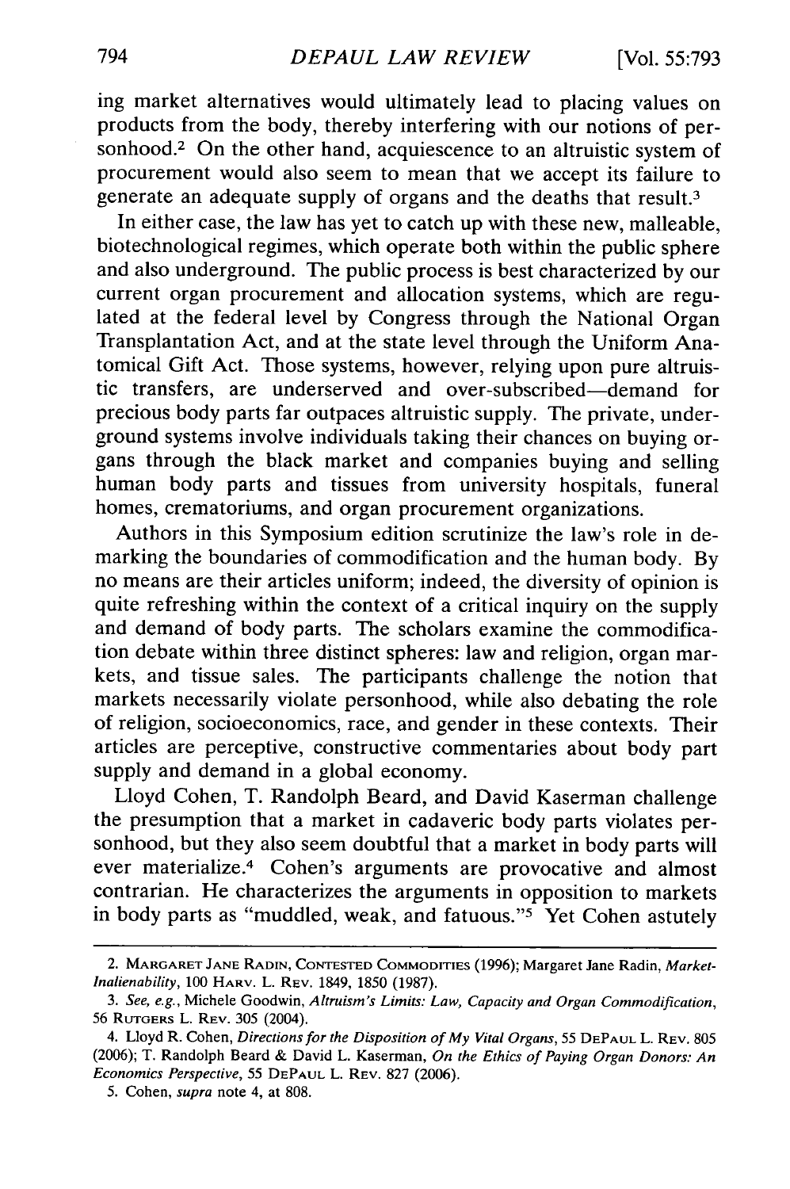ing market alternatives would ultimately lead to placing values on products from the body, thereby interfering with our notions of personhood.[2] On the other hand, acquiescence to an altruistic system of procurement would also seem to mean that we accept its failure to generate an adequate supply of organs and the deaths that result.[3]

In either case, the law has yet to catch up with these new, malleable, biotechnological regimes, which operate both within the public sphere and also underground. The public process is best characterized by our current organ procurement and allocation systems, which are regulated at the federal level by Congress through the National Organ Transplantation Act, and at the state level through the Uniform Anatomical Gift Act. Those systems, however, relying upon pure altruistic transfers, are underserved and over-subscribed—demand for precious body parts far outpaces altruistic supply. The private, underground systems involve individuals taking their chances on buying organs through the black market and companies buying and selling human body parts and tissues from university hospitals, funeral homes, crematoriums, and organ procurement organizations.

Authors in this Symposium edition scrutinize the law's role in demarking the boundaries of commodification and the human body. By no means are their articles uniform; indeed, the diversity of opinion is quite refreshing within the context of a critical inquiry on the supply and demand of body parts. The scholars examine the commodification debate within three distinct spheres: law and religion, organ markets, and tissue sales. The participants challenge the notion that markets necessarily violate personhood, while also debating the role of religion, socioeconomics, race, and gender in these contexts. Their articles are perceptive, constructive commentaries about body part supply and demand in a global economy.

Lloyd Cohen, T. Randolph Beard, and David Kaserman challenge the presumption that a market in cadaveric body parts violates personhood, but they also seem doubtful that a market in body parts will ever materialize.[4] Cohen's arguments are provocative and almost contrarian. He characterizes the arguments in opposition to markets in body parts as "muddled, weak, and fatuous."[5] Yet Cohen astutely

---

2. MARGARET JANE RADIN, CONTESTED COMMODITIES (1996); Margaret Jane Radin, *Market-Inalienability*, 100 HARV. L. REV. 1849, 1850 (1987).

3. *See, e.g.*, Michele Goodwin, *Altruism's Limits: Law, Capacity and Organ Commodification*, 56 RUTGERS L. REV. 305 (2004).

4. Lloyd R. Cohen, *Directions for the Disposition of My Vital Organs*, 55 DEPAUL L. REV. 805 (2006); T. Randolph Beard & David L. Kaserman, *On the Ethics of Paying Organ Donors: An Economics Perspective*, 55 DEPAUL L. REV. 827 (2006).

5. Cohen, *supra* note 4, at 808.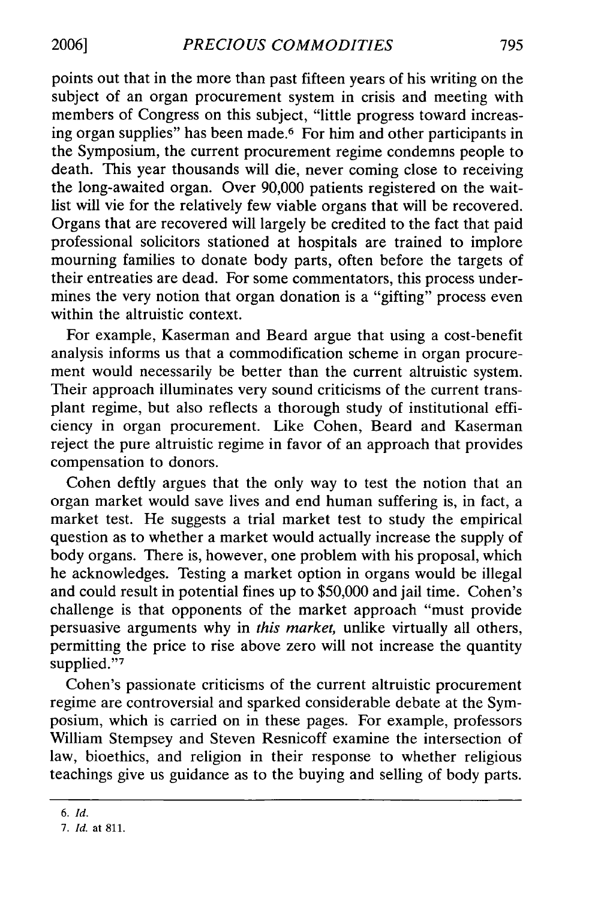points out that in the more than past fifteen years of his writing on the subject of an organ procurement system in crisis and meeting with members of Congress on this subject, "little progress toward increasing organ supplies" has been made.[6] For him and other participants in the Symposium, the current procurement regime condemns people to death. This year thousands will die, never coming close to receiving the long-awaited organ. Over 90,000 patients registered on the wait-list will vie for the relatively few viable organs that will be recovered. Organs that are recovered will largely be credited to the fact that paid professional solicitors stationed at hospitals are trained to implore mourning families to donate body parts, often before the targets of their entreaties are dead. For some commentators, this process undermines the very notion that organ donation is a "gifting" process even within the altruistic context.

For example, Kaserman and Beard argue that using a cost-benefit analysis informs us that a commodification scheme in organ procurement would necessarily be better than the current altruistic system. Their approach illuminates very sound criticisms of the current transplant regime, but also reflects a thorough study of institutional efficiency in organ procurement. Like Cohen, Beard and Kaserman reject the pure altruistic regime in favor of an approach that provides compensation to donors.

Cohen deftly argues that the only way to test the notion that an organ market would save lives and end human suffering is, in fact, a market test. He suggests a trial market test to study the empirical question as to whether a market would actually increase the supply of body organs. There is, however, one problem with his proposal, which he acknowledges. Testing a market option in organs would be illegal and could result in potential fines up to $50,000 and jail time. Cohen's challenge is that opponents of the market approach "must provide persuasive arguments why in *this market*, unlike virtually all others, permitting the price to rise above zero will not increase the quantity supplied."[7]

Cohen's passionate criticisms of the current altruistic procurement regime are controversial and sparked considerable debate at the Symposium, which is carried on in these pages. For example, professors William Stempsey and Steven Resnicoff examine the intersection of law, bioethics, and religion in their response to whether religious teachings give us guidance as to the buying and selling of body parts.

---

6. *Id.*

7. *Id.* at 811.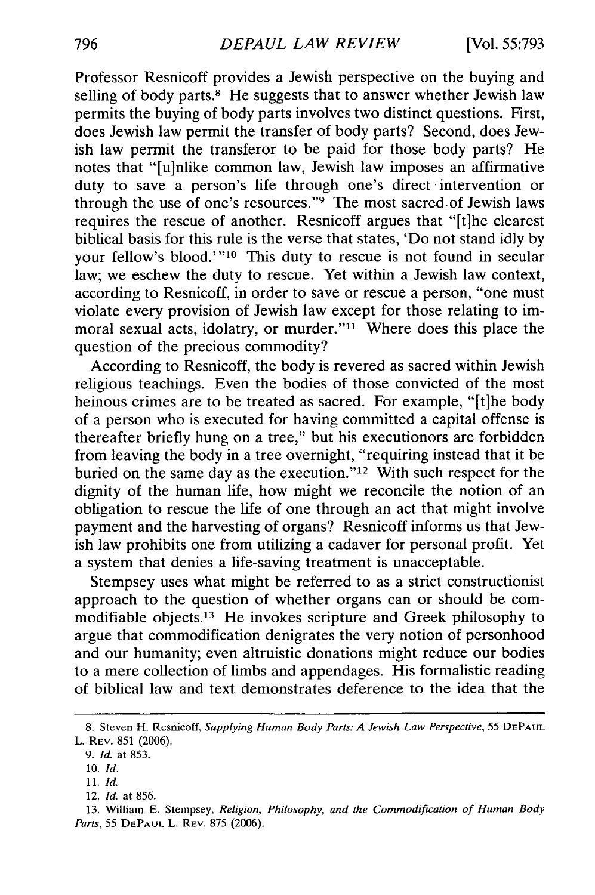Professor Resnicoff provides a Jewish perspective on the buying and selling of body parts.[8] He suggests that to answer whether Jewish law permits the buying of body parts involves two distinct questions. First, does Jewish law permit the transfer of body parts? Second, does Jewish law permit the transferor to be paid for those body parts? He notes that "[u]nlike common law, Jewish law imposes an affirmative duty to save a person's life through one's direct intervention or through the use of one's resources."[9] The most sacred of Jewish laws requires the rescue of another. Resnicoff argues that "[t]he clearest biblical basis for this rule is the verse that states, 'Do not stand idly by your fellow's blood.'"[10] This duty to rescue is not found in secular law; we eschew the duty to rescue. Yet within a Jewish law context, according to Resnicoff, in order to save or rescue a person, "one must violate every provision of Jewish law except for those relating to immoral sexual acts, idolatry, or murder."[11] Where does this place the question of the precious commodity?

According to Resnicoff, the body is revered as sacred within Jewish religious teachings. Even the bodies of those convicted of the most heinous crimes are to be treated as sacred. For example, "[t]he body of a person who is executed for having committed a capital offense is thereafter briefly hung on a tree," but his executionors are forbidden from leaving the body in a tree overnight, "requiring instead that it be buried on the same day as the execution."[12] With such respect for the dignity of the human life, how might we reconcile the notion of an obligation to rescue the life of one through an act that might involve payment and the harvesting of organs? Resnicoff informs us that Jewish law prohibits one from utilizing a cadaver for personal profit. Yet a system that denies a life-saving treatment is unacceptable.

Stempsey uses what might be referred to as a strict constructionist approach to the question of whether organs can or should be commodifiable objects.[13] He invokes scripture and Greek philosophy to argue that commodification denigrates the very notion of personhood and our humanity; even altruistic donations might reduce our bodies to a mere collection of limbs and appendages. His formalistic reading of biblical law and text demonstrates deference to the idea that the

---

8. Steven H. Resnicoff, *Supplying Human Body Parts: A Jewish Law Perspective*, 55 DEPAUL L. REV. 851 (2006).

9. *Id.* at 853.

10. *Id.*

11. *Id.*

12. *Id.* at 856.

13. William E. Stempsey, *Religion, Philosophy, and the Commodification of Human Body Parts*, 55 DEPAUL L. REV. 875 (2006).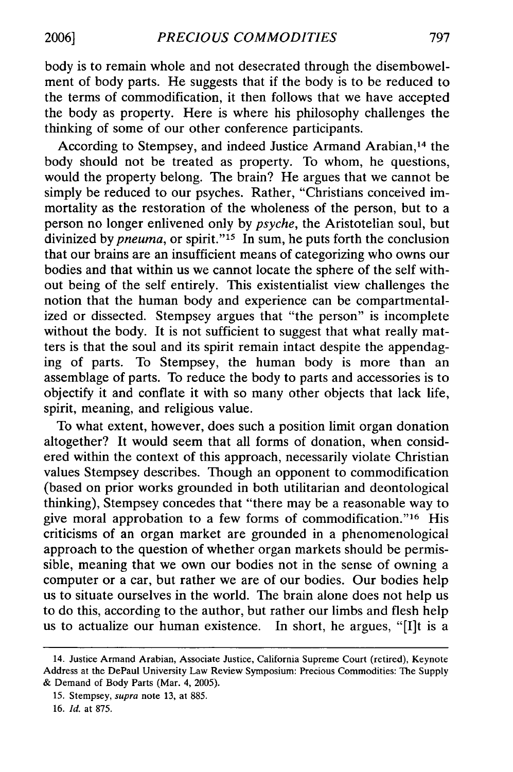body is to remain whole and not desecrated through the disembowelment of body parts. He suggests that if the body is to be reduced to the terms of commodification, it then follows that we have accepted the body as property. Here is where his philosophy challenges the thinking of some of our other conference participants.

According to Stempsey, and indeed Justice Armand Arabian,[14] the body should not be treated as property. To whom, he questions, would the property belong. The brain? He argues that we cannot be simply be reduced to our psyches. Rather, "Christians conceived immortality as the restoration of the wholeness of the person, but to a person no longer enlivened only by *psyche*, the Aristotelian soul, but divinized by *pneuma*, or spirit."[15] In sum, he puts forth the conclusion that our brains are an insufficient means of categorizing who owns our bodies and that within us we cannot locate the sphere of the self without being of the self entirely. This existentialist view challenges the notion that the human body and experience can be compartmentalized or dissected. Stempsey argues that "the person" is incomplete without the body. It is not sufficient to suggest that what really matters is that the soul and its spirit remain intact despite the appendaging of parts. To Stempsey, the human body is more than an assemblage of parts. To reduce the body to parts and accessories is to objectify it and conflate it with so many other objects that lack life, spirit, meaning, and religious value.

To what extent, however, does such a position limit organ donation altogether? It would seem that all forms of donation, when considered within the context of this approach, necessarily violate Christian values Stempsey describes. Though an opponent to commodification (based on prior works grounded in both utilitarian and deontological thinking), Stempsey concedes that "there may be a reasonable way to give moral approbation to a few forms of commodification."[16] His criticisms of an organ market are grounded in a phenomenological approach to the question of whether organ markets should be permissible, meaning that we own our bodies not in the sense of owning a computer or a car, but rather we are of our bodies. Our bodies help us to situate ourselves in the world. The brain alone does not help us to do this, according to the author, but rather our limbs and flesh help us to actualize our human existence. In short, he argues, "[I]t is a

---

14. Justice Armand Arabian, Associate Justice, California Supreme Court (retired), Keynote Address at the DePaul University Law Review Symposium: Precious Commodities: The Supply & Demand of Body Parts (Mar. 4, 2005).

15. Stempsey, *supra* note 13, at 885.

16. *Id.* at 875.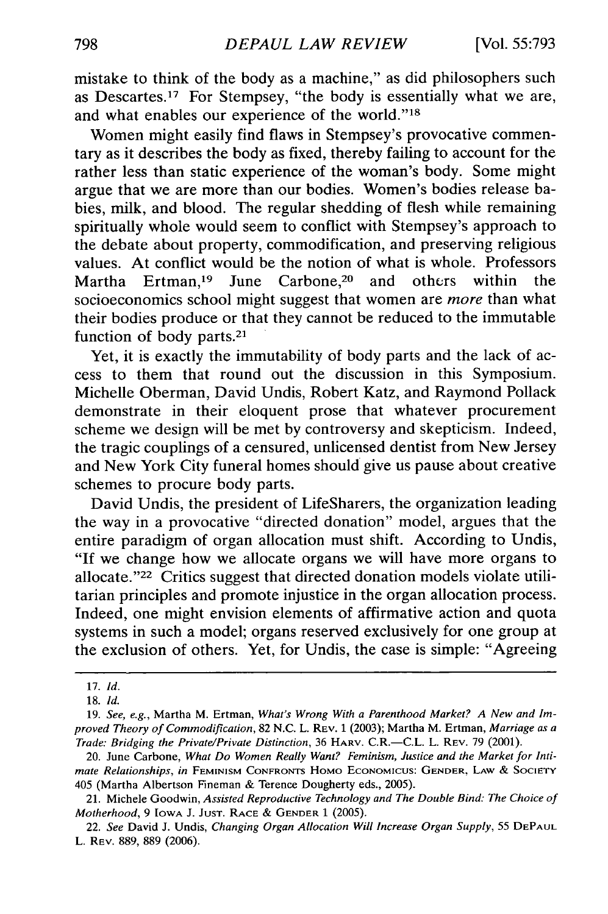mistake to think of the body as a machine," as did philosophers such as Descartes.[17] For Stempsey, "the body is essentially what we are, and what enables our experience of the world."[18]

Women might easily find flaws in Stempsey's provocative commentary as it describes the body as fixed, thereby failing to account for the rather less than static experience of the woman's body. Some might argue that we are more than our bodies. Women's bodies release babies, milk, and blood. The regular shedding of flesh while remaining spiritually whole would seem to conflict with Stempsey's approach to the debate about property, commodification, and preserving religious values. At conflict would be the notion of what is whole. Professors Martha Ertman,[19] June Carbone,[20] and others within the socioeconomics school might suggest that women are *more* than what their bodies produce or that they cannot be reduced to the immutable function of body parts.[21]

Yet, it is exactly the immutability of body parts and the lack of access to them that round out the discussion in this Symposium. Michelle Oberman, David Undis, Robert Katz, and Raymond Pollack demonstrate in their eloquent prose that whatever procurement scheme we design will be met by controversy and skepticism. Indeed, the tragic couplings of a censured, unlicensed dentist from New Jersey and New York City funeral homes should give us pause about creative schemes to procure body parts.

David Undis, the president of LifeSharers, the organization leading the way in a provocative "directed donation" model, argues that the entire paradigm of organ allocation must shift. According to Undis, "If we change how we allocate organs we will have more organs to allocate."[22] Critics suggest that directed donation models violate utilitarian principles and promote injustice in the organ allocation process. Indeed, one might envision elements of affirmative action and quota systems in such a model; organs reserved exclusively for one group at the exclusion of others. Yet, for Undis, the case is simple: "Agreeing

---

17. *Id.*

18. *Id.*

19. *See, e.g.*, Martha M. Ertman, *What's Wrong With a Parenthood Market? A New and Improved Theory of Commodification*, 82 N.C. L. Rev. 1 (2003); Martha M. Ertman, *Marriage as a Trade: Bridging the Private/Private Distinction*, 36 Harv. C.R.—C.L. L. Rev. 79 (2001).

20. June Carbone, *What Do Women Really Want? Feminism, Justice and the Market for Intimate Relationships*, *in* Feminism Confronts Homo Economicus: Gender, Law & Society 405 (Martha Albertson Fineman & Terence Dougherty eds., 2005).

21. Michele Goodwin, *Assisted Reproductive Technology and The Double Bind: The Choice of Motherhood*, 9 Iowa J. Just. Race & Gender 1 (2005).

22. *See* David J. Undis, *Changing Organ Allocation Will Increase Organ Supply*, 55 DePaul L. Rev. 889, 889 (2006).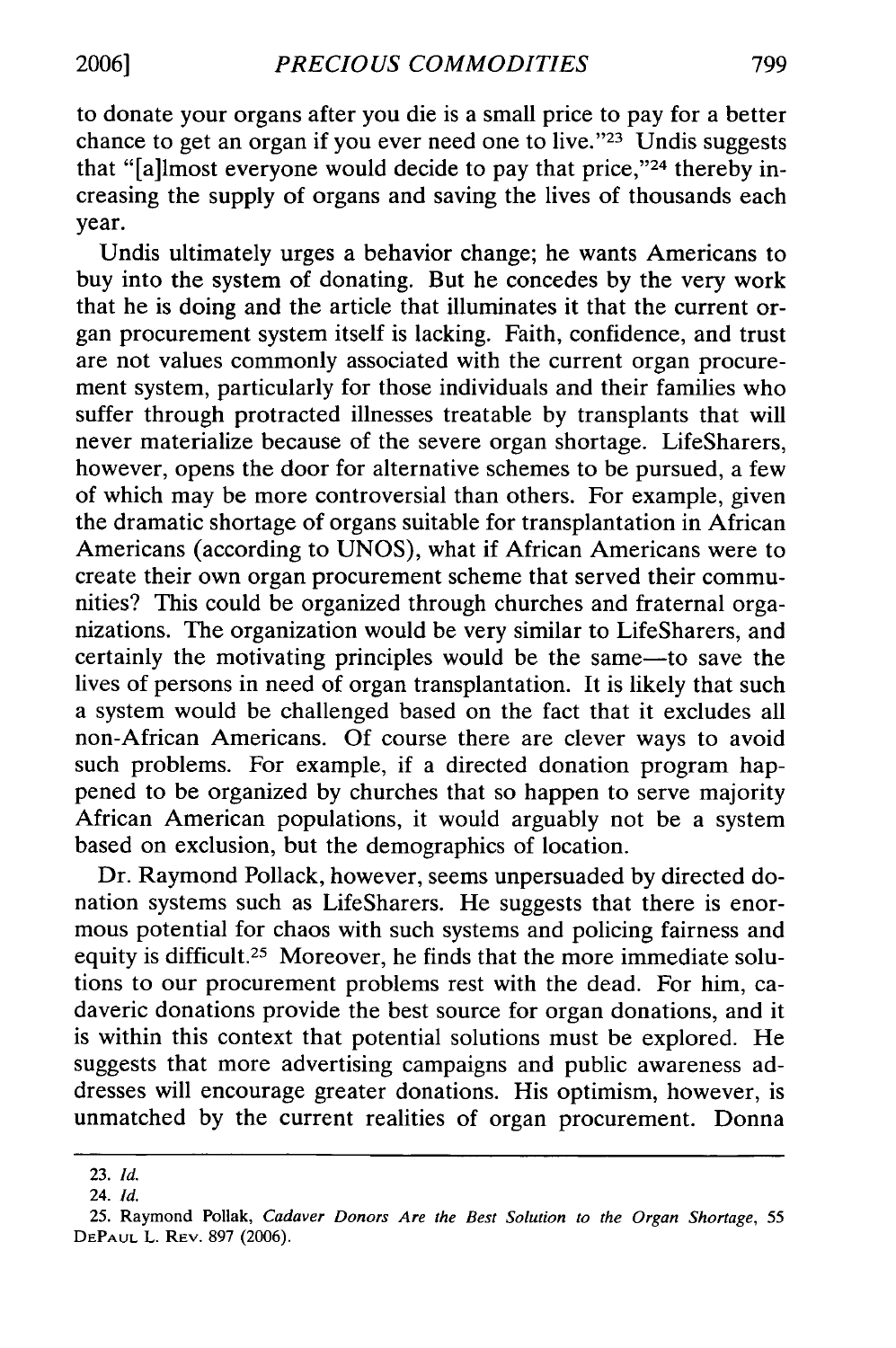to donate your organs after you die is a small price to pay for a better chance to get an organ if you ever need one to live."[23] Undis suggests that "[a]lmost everyone would decide to pay that price,"[24] thereby increasing the supply of organs and saving the lives of thousands each year.

Undis ultimately urges a behavior change; he wants Americans to buy into the system of donating. But he concedes by the very work that he is doing and the article that illuminates it that the current organ procurement system itself is lacking. Faith, confidence, and trust are not values commonly associated with the current organ procurement system, particularly for those individuals and their families who suffer through protracted illnesses treatable by transplants that will never materialize because of the severe organ shortage. LifeSharers, however, opens the door for alternative schemes to be pursued, a few of which may be more controversial than others. For example, given the dramatic shortage of organs suitable for transplantation in African Americans (according to UNOS), what if African Americans were to create their own organ procurement scheme that served their communities? This could be organized through churches and fraternal organizations. The organization would be very similar to LifeSharers, and certainly the motivating principles would be the same—to save the lives of persons in need of organ transplantation. It is likely that such a system would be challenged based on the fact that it excludes all non-African Americans. Of course there are clever ways to avoid such problems. For example, if a directed donation program happened to be organized by churches that so happen to serve majority African American populations, it would arguably not be a system based on exclusion, but the demographics of location.

Dr. Raymond Pollack, however, seems unpersuaded by directed donation systems such as LifeSharers. He suggests that there is enormous potential for chaos with such systems and policing fairness and equity is difficult.[25] Moreover, he finds that the more immediate solutions to our procurement problems rest with the dead. For him, cadaveric donations provide the best source for organ donations, and it is within this context that potential solutions must be explored. He suggests that more advertising campaigns and public awareness addresses will encourage greater donations. His optimism, however, is unmatched by the current realities of organ procurement. Donna

---

23. *Id.*

24. *Id.*

25. Raymond Pollak, *Cadaver Donors Are the Best Solution to the Organ Shortage*, 55 DePaul L. Rev. 897 (2006).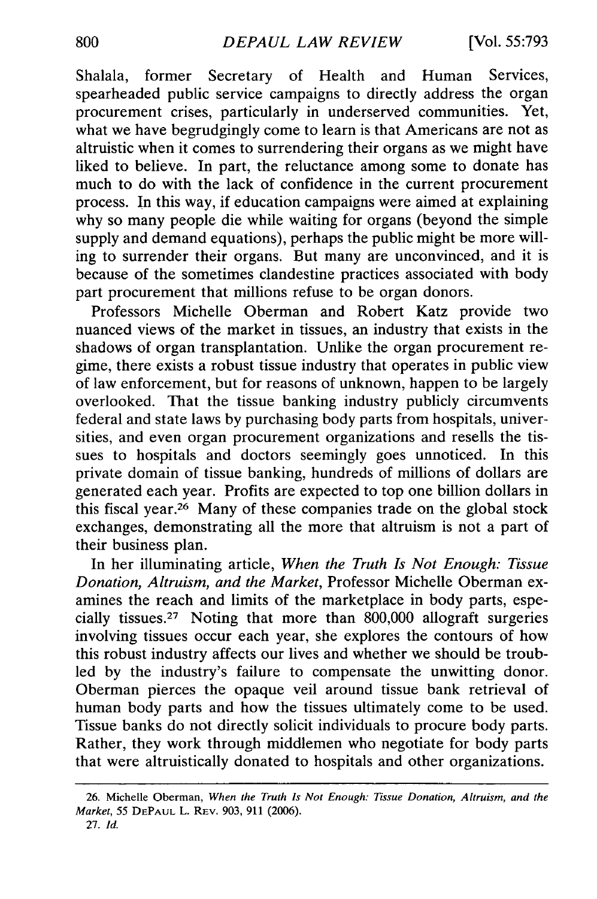Shalala, former Secretary of Health and Human Services, spearheaded public service campaigns to directly address the organ procurement crises, particularly in underserved communities. Yet, what we have begrudgingly come to learn is that Americans are not as altruistic when it comes to surrendering their organs as we might have liked to believe. In part, the reluctance among some to donate has much to do with the lack of confidence in the current procurement process. In this way, if education campaigns were aimed at explaining why so many people die while waiting for organs (beyond the simple supply and demand equations), perhaps the public might be more willing to surrender their organs. But many are unconvinced, and it is because of the sometimes clandestine practices associated with body part procurement that millions refuse to be organ donors.

Professors Michelle Oberman and Robert Katz provide two nuanced views of the market in tissues, an industry that exists in the shadows of organ transplantation. Unlike the organ procurement regime, there exists a robust tissue industry that operates in public view of law enforcement, but for reasons of unknown, happen to be largely overlooked. That the tissue banking industry publicly circumvents federal and state laws by purchasing body parts from hospitals, universities, and even organ procurement organizations and resells the tissues to hospitals and doctors seemingly goes unnoticed. In this private domain of tissue banking, hundreds of millions of dollars are generated each year. Profits are expected to top one billion dollars in this fiscal year.[26] Many of these companies trade on the global stock exchanges, demonstrating all the more that altruism is not a part of their business plan.

In her illuminating article, *When the Truth Is Not Enough: Tissue Donation, Altruism, and the Market*, Professor Michelle Oberman examines the reach and limits of the marketplace in body parts, especially tissues.[27] Noting that more than 800,000 allograft surgeries involving tissues occur each year, she explores the contours of how this robust industry affects our lives and whether we should be troubled by the industry's failure to compensate the unwitting donor. Oberman pierces the opaque veil around tissue bank retrieval of human body parts and how the tissues ultimately come to be used. Tissue banks do not directly solicit individuals to procure body parts. Rather, they work through middlemen who negotiate for body parts that were altruistically donated to hospitals and other organizations.

---

26. Michelle Oberman, *When the Truth Is Not Enough: Tissue Donation, Altruism, and the Market*, 55 DEPAUL L. REV. 903, 911 (2006).

27. *Id.*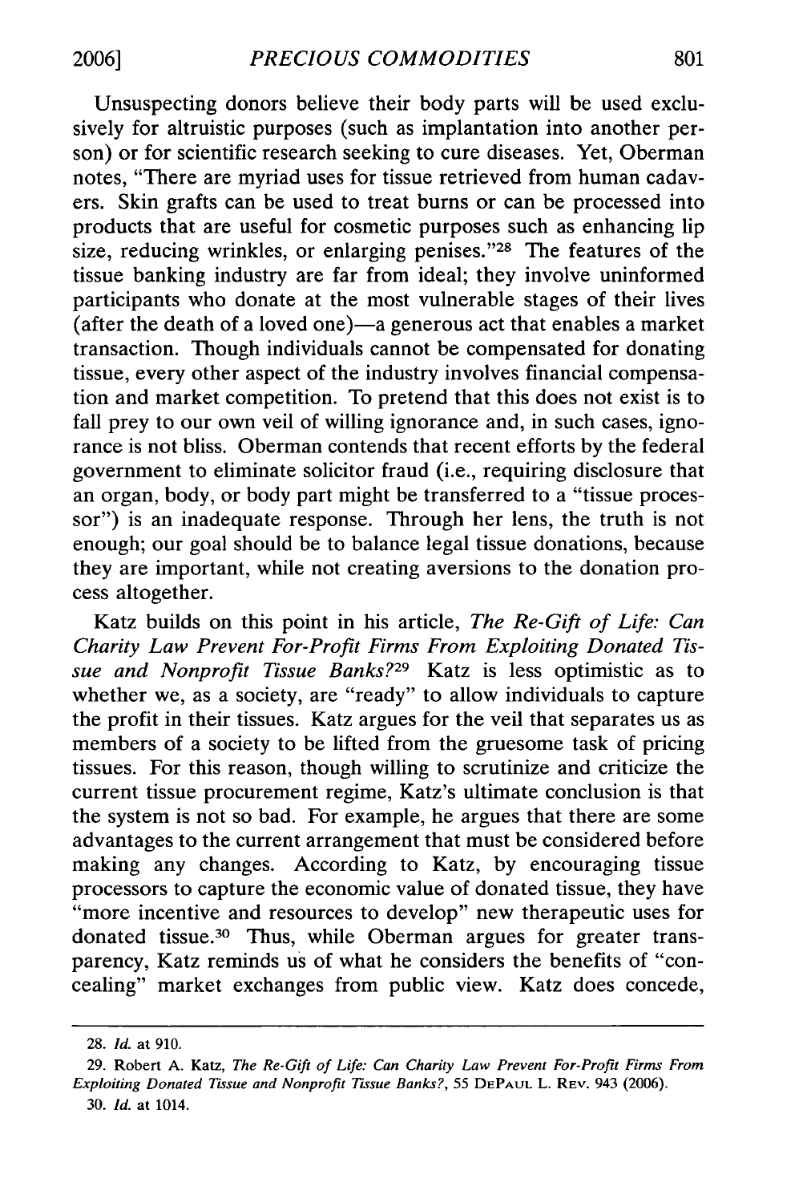Unsuspecting donors believe their body parts will be used exclusively for altruistic purposes (such as implantation into another person) or for scientific research seeking to cure diseases. Yet, Oberman notes, "There are myriad uses for tissue retrieved from human cadavers. Skin grafts can be used to treat burns or can be processed into products that are useful for cosmetic purposes such as enhancing lip size, reducing wrinkles, or enlarging penises."[28] The features of the tissue banking industry are far from ideal; they involve uninformed participants who donate at the most vulnerable stages of their lives (after the death of a loved one)—a generous act that enables a market transaction. Though individuals cannot be compensated for donating tissue, every other aspect of the industry involves financial compensation and market competition. To pretend that this does not exist is to fall prey to our own veil of willing ignorance and, in such cases, ignorance is not bliss. Oberman contends that recent efforts by the federal government to eliminate solicitor fraud (i.e., requiring disclosure that an organ, body, or body part might be transferred to a "tissue processor") is an inadequate response. Through her lens, the truth is not enough; our goal should be to balance legal tissue donations, because they are important, while not creating aversions to the donation process altogether.

Katz builds on this point in his article, *The Re-Gift of Life: Can Charity Law Prevent For-Profit Firms From Exploiting Donated Tissue and Nonprofit Tissue Banks?*[29] Katz is less optimistic as to whether we, as a society, are "ready" to allow individuals to capture the profit in their tissues. Katz argues for the veil that separates us as members of a society to be lifted from the gruesome task of pricing tissues. For this reason, though willing to scrutinize and criticize the current tissue procurement regime, Katz's ultimate conclusion is that the system is not so bad. For example, he argues that there are some advantages to the current arrangement that must be considered before making any changes. According to Katz, by encouraging tissue processors to capture the economic value of donated tissue, they have "more incentive and resources to develop" new therapeutic uses for donated tissue.[30] Thus, while Oberman argues for greater transparency, Katz reminds us of what he considers the benefits of "concealing" market exchanges from public view. Katz does concede,

---

28. *Id.* at 910.

29. Robert A. Katz, *The Re-Gift of Life: Can Charity Law Prevent For-Profit Firms From Exploiting Donated Tissue and Nonprofit Tissue Banks?*, 55 DePaul L. Rev. 943 (2006).

30. *Id.* at 1014.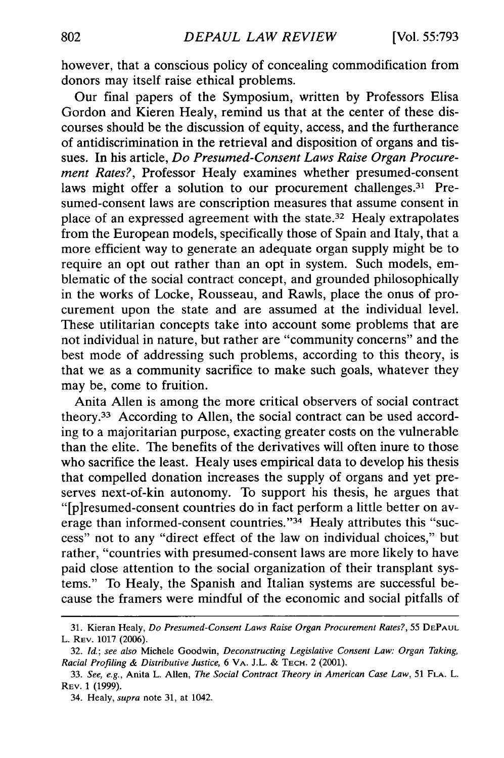however, that a conscious policy of concealing commodification from donors may itself raise ethical problems.

Our final papers of the Symposium, written by Professors Elisa Gordon and Kieren Healy, remind us that at the center of these discourses should be the discussion of equity, access, and the furtherance of antidiscrimination in the retrieval and disposition of organs and tissues. In his article, *Do Presumed-Consent Laws Raise Organ Procurement Rates?*, Professor Healy examines whether presumed-consent laws might offer a solution to our procurement challenges.[31] Presumed-consent laws are conscription measures that assume consent in place of an expressed agreement with the state.[32] Healy extrapolates from the European models, specifically those of Spain and Italy, that a more efficient way to generate an adequate organ supply might be to require an opt out rather than an opt in system. Such models, emblematic of the social contract concept, and grounded philosophically in the works of Locke, Rousseau, and Rawls, place the onus of procurement upon the state and are assumed at the individual level. These utilitarian concepts take into account some problems that are not individual in nature, but rather are "community concerns" and the best mode of addressing such problems, according to this theory, is that we as a community sacrifice to make such goals, whatever they may be, come to fruition.

Anita Allen is among the more critical observers of social contract theory.[33] According to Allen, the social contract can be used according to a majoritarian purpose, exacting greater costs on the vulnerable than the elite. The benefits of the derivatives will often inure to those who sacrifice the least. Healy uses empirical data to develop his thesis that compelled donation increases the supply of organs and yet preserves next-of-kin autonomy. To support his thesis, he argues that "[p]resumed-consent countries do in fact perform a little better on average than informed-consent countries."[34] Healy attributes this "success" not to any "direct effect of the law on individual choices," but rather, "countries with presumed-consent laws are more likely to have paid close attention to the social organization of their transplant systems." To Healy, the Spanish and Italian systems are successful because the framers were mindful of the economic and social pitfalls of

---

31. Kieran Healy, *Do Presumed-Consent Laws Raise Organ Procurement Rates?*, 55 DEPAUL L. REV. 1017 (2006).

32. *Id.*; *see also* Michele Goodwin, *Deconstructing Legislative Consent Law: Organ Taking, Racial Profiling & Distributive Justice*, 6 VA. J.L. & TECH. 2 (2001).

33. *See, e.g.*, Anita L. Allen, *The Social Contract Theory in American Case Law*, 51 FLA. L. REV. 1 (1999).

34. Healy, *supra* note 31, at 1042.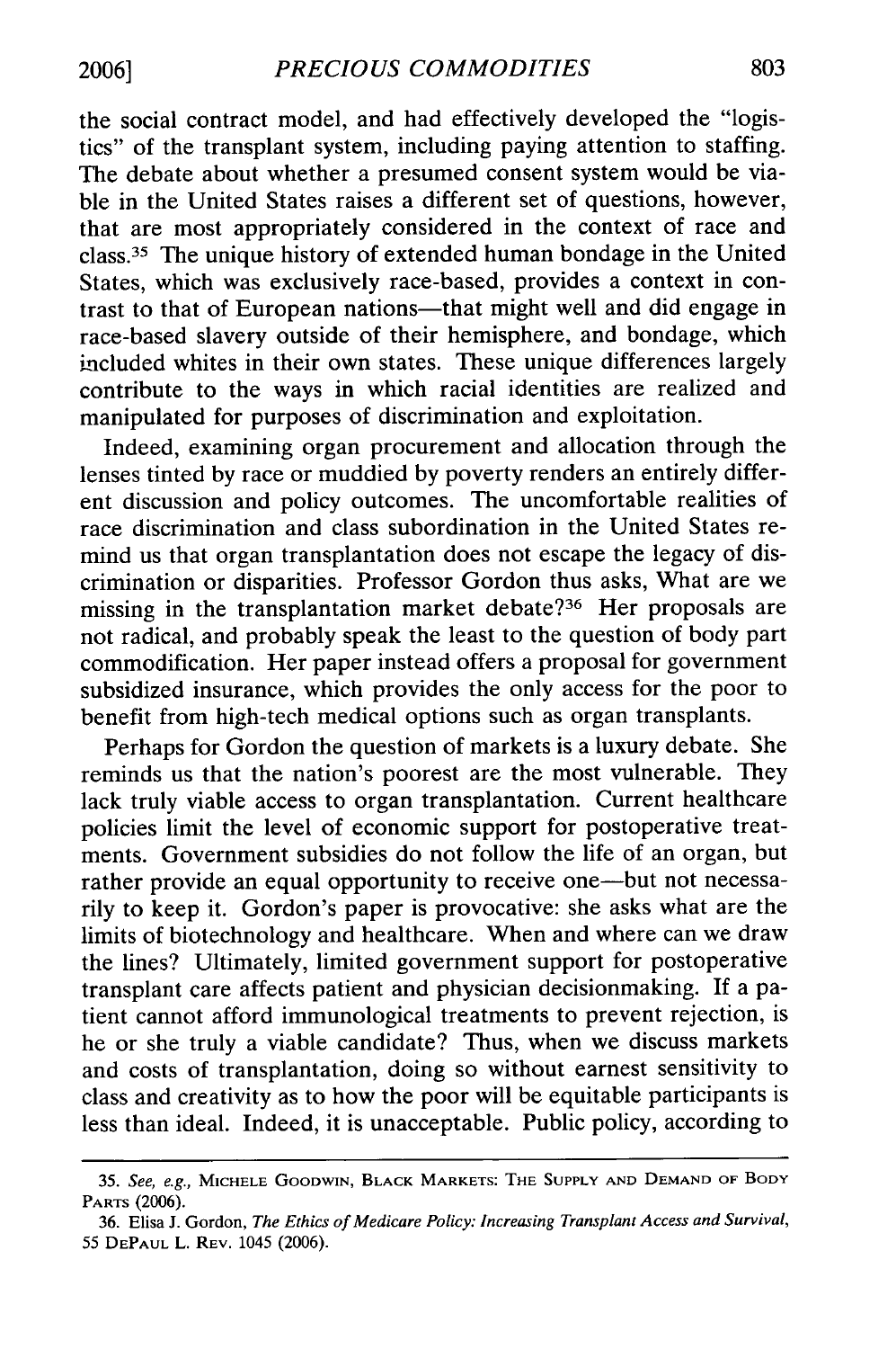the social contract model, and had effectively developed the "logistics" of the transplant system, including paying attention to staffing. The debate about whether a presumed consent system would be viable in the United States raises a different set of questions, however, that are most appropriately considered in the context of race and class.[35] The unique history of extended human bondage in the United States, which was exclusively race-based, provides a context in contrast to that of European nations—that might well and did engage in race-based slavery outside of their hemisphere, and bondage, which included whites in their own states. These unique differences largely contribute to the ways in which racial identities are realized and manipulated for purposes of discrimination and exploitation.

Indeed, examining organ procurement and allocation through the lenses tinted by race or muddied by poverty renders an entirely different discussion and policy outcomes. The uncomfortable realities of race discrimination and class subordination in the United States remind us that organ transplantation does not escape the legacy of discrimination or disparities. Professor Gordon thus asks, What are we missing in the transplantation market debate?[36] Her proposals are not radical, and probably speak the least to the question of body part commodification. Her paper instead offers a proposal for government subsidized insurance, which provides the only access for the poor to benefit from high-tech medical options such as organ transplants.

Perhaps for Gordon the question of markets is a luxury debate. She reminds us that the nation's poorest are the most vulnerable. They lack truly viable access to organ transplantation. Current healthcare policies limit the level of economic support for postoperative treatments. Government subsidies do not follow the life of an organ, but rather provide an equal opportunity to receive one—but not necessarily to keep it. Gordon's paper is provocative: she asks what are the limits of biotechnology and healthcare. When and where can we draw the lines? Ultimately, limited government support for postoperative transplant care affects patient and physician decisionmaking. If a patient cannot afford immunological treatments to prevent rejection, is he or she truly a viable candidate? Thus, when we discuss markets and costs of transplantation, doing so without earnest sensitivity to class and creativity as to how the poor will be equitable participants is less than ideal. Indeed, it is unacceptable. Public policy, according to

---

35. *See, e.g.*, Michele Goodwin, Black Markets: The Supply and Demand of Body Parts (2006).

36. Elisa J. Gordon, *The Ethics of Medicare Policy: Increasing Transplant Access and Survival*, 55 DePaul L. Rev. 1045 (2006).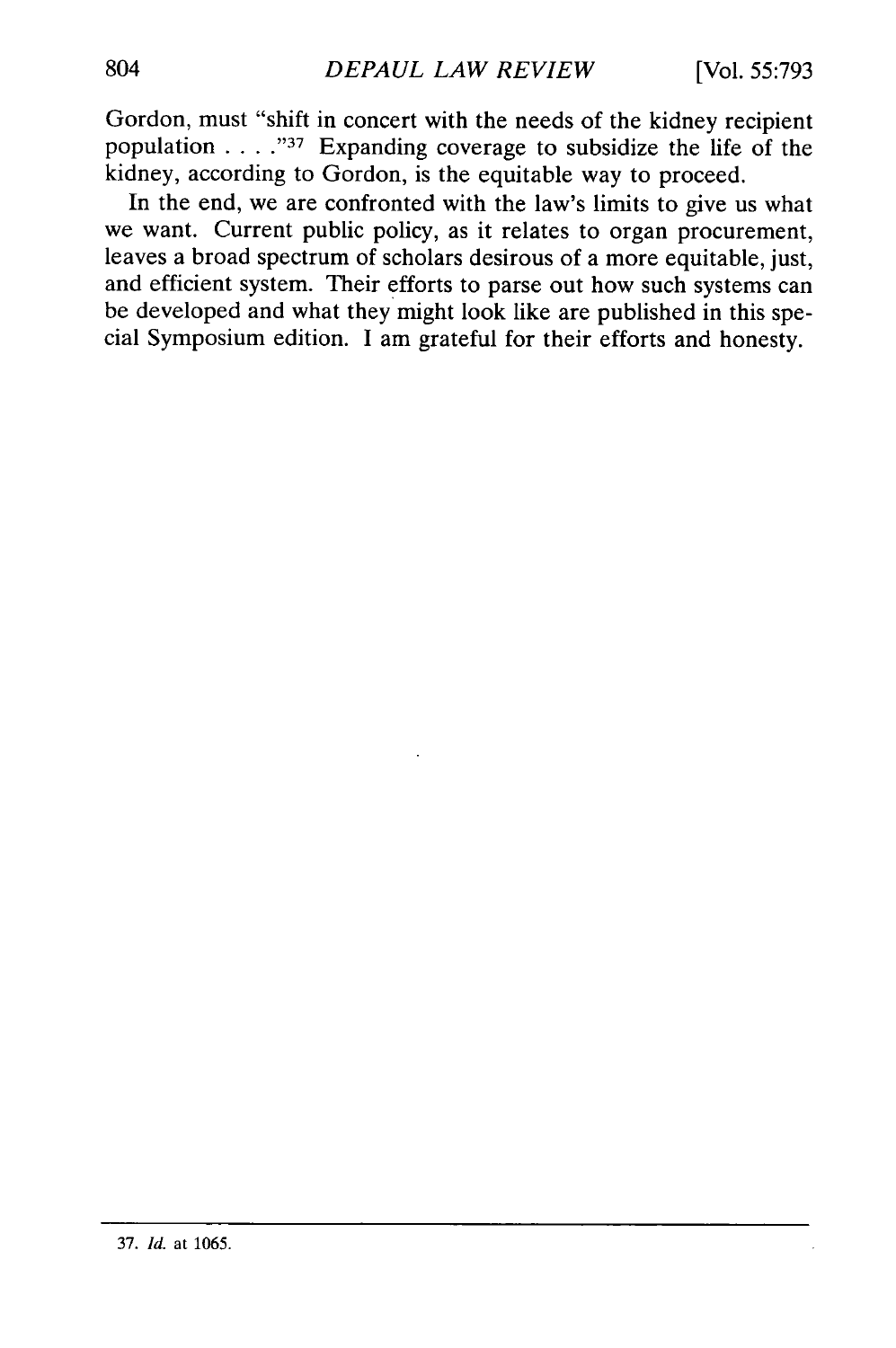Gordon, must "shift in concert with the needs of the kidney recipient population . . . ."[37] Expanding coverage to subsidize the life of the kidney, according to Gordon, is the equitable way to proceed.

In the end, we are confronted with the law's limits to give us what we want. Current public policy, as it relates to organ procurement, leaves a broad spectrum of scholars desirous of a more equitable, just, and efficient system. Their efforts to parse out how such systems can be developed and what they might look like are published in this special Symposium edition. I am grateful for their efforts and honesty.

---

37. *Id.* at 1065.